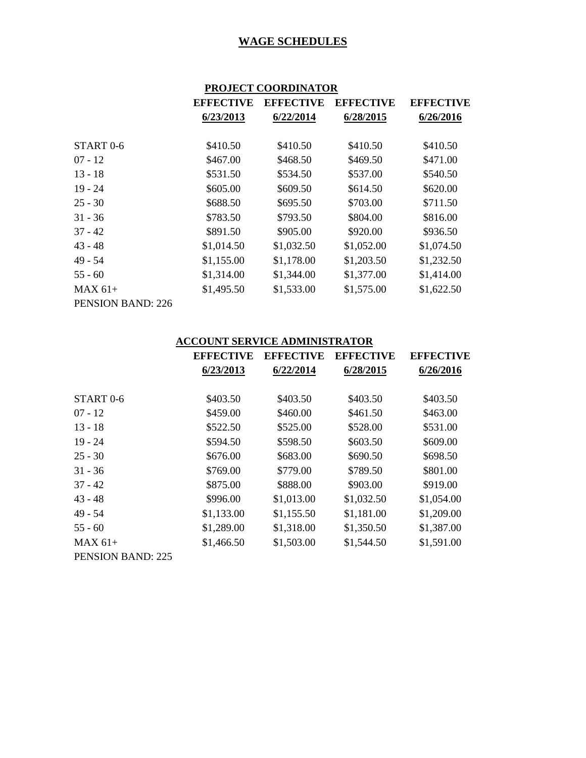# WAGE SCHEDULES

## PROJECT COORDINATOR

| | EFFECTIVE 6/23/2013 | EFFECTIVE 6/22/2014 | EFFECTIVE 6/28/2015 | EFFECTIVE 6/26/2016 |
|---|---|---|---|---|
| START 0-6 | $410.50 | $410.50 | $410.50 | $410.50 |
| 07 - 12 | $467.00 | $468.50 | $469.50 | $471.00 |
| 13 - 18 | $531.50 | $534.50 | $537.00 | $540.50 |
| 19 - 24 | $605.00 | $609.50 | $614.50 | $620.00 |
| 25 - 30 | $688.50 | $695.50 | $703.00 | $711.50 |
| 31 - 36 | $783.50 | $793.50 | $804.00 | $816.00 |
| 37 - 42 | $891.50 | $905.00 | $920.00 | $936.50 |
| 43 - 48 | $1,014.50 | $1,032.50 | $1,052.00 | $1,074.50 |
| 49 - 54 | $1,155.00 | $1,178.00 | $1,203.50 | $1,232.50 |
| 55 - 60 | $1,314.00 | $1,344.00 | $1,377.00 | $1,414.00 |
| MAX 61+ | $1,495.50 | $1,533.00 | $1,575.00 | $1,622.50 |

PENSION BAND: 226

## ACCOUNT SERVICE ADMINISTRATOR

| | EFFECTIVE 6/23/2013 | EFFECTIVE 6/22/2014 | EFFECTIVE 6/28/2015 | EFFECTIVE 6/26/2016 |
|---|---|---|---|---|
| START 0-6 | $403.50 | $403.50 | $403.50 | $403.50 |
| 07 - 12 | $459.00 | $460.00 | $461.50 | $463.00 |
| 13 - 18 | $522.50 | $525.00 | $528.00 | $531.00 |
| 19 - 24 | $594.50 | $598.50 | $603.50 | $609.00 |
| 25 - 30 | $676.00 | $683.00 | $690.50 | $698.50 |
| 31 - 36 | $769.00 | $779.00 | $789.50 | $801.00 |
| 37 - 42 | $875.00 | $888.00 | $903.00 | $919.00 |
| 43 - 48 | $996.00 | $1,013.00 | $1,032.50 | $1,054.00 |
| 49 - 54 | $1,133.00 | $1,155.50 | $1,181.00 | $1,209.00 |
| 55 - 60 | $1,289.00 | $1,318.00 | $1,350.50 | $1,387.00 |
| MAX 61+ | $1,466.50 | $1,503.00 | $1,544.50 | $1,591.00 |

PENSION BAND: 225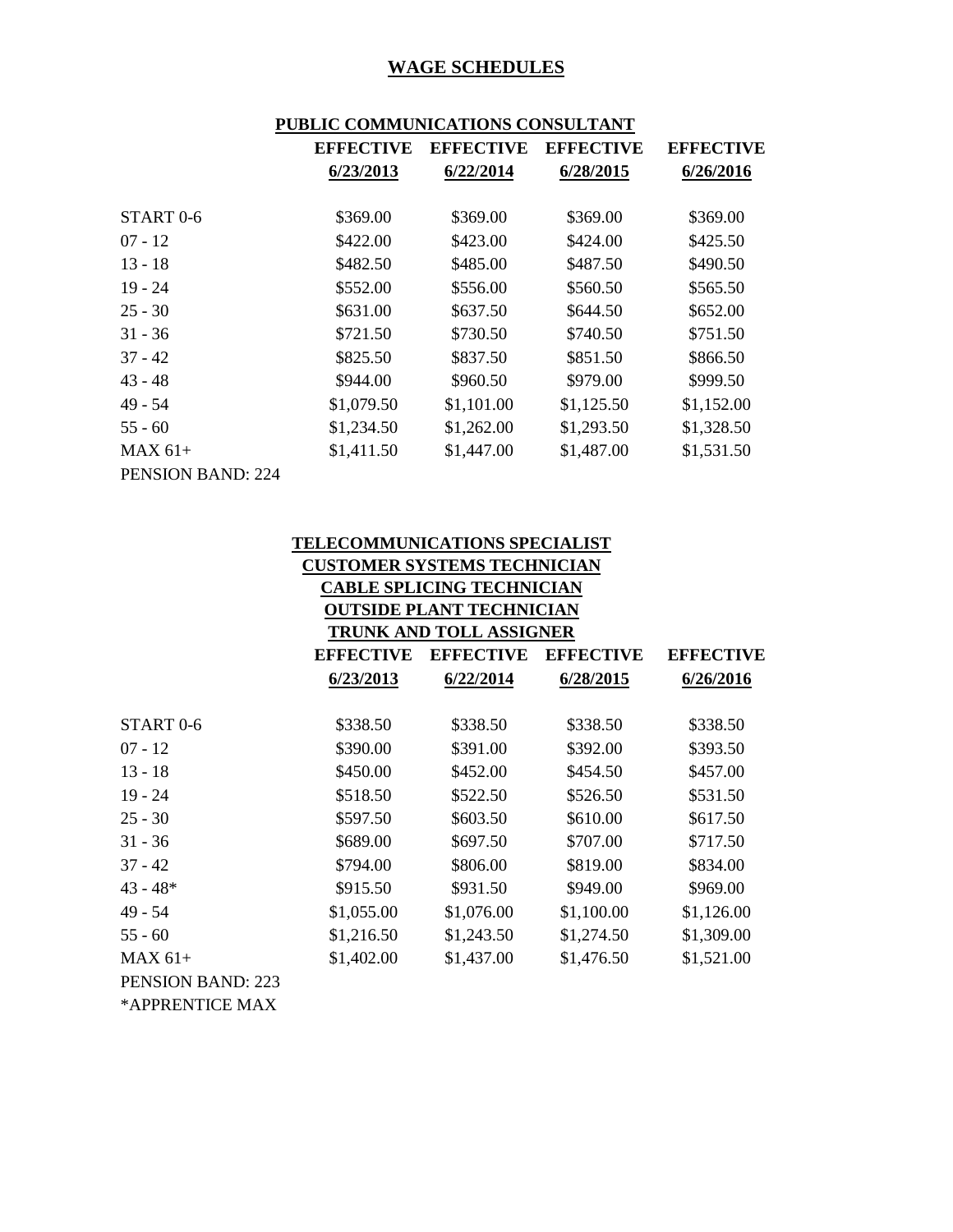# WAGE SCHEDULES

## PUBLIC COMMUNICATIONS CONSULTANT

| | EFFECTIVE 6/23/2013 | EFFECTIVE 6/22/2014 | EFFECTIVE 6/28/2015 | EFFECTIVE 6/26/2016 |
|---|---|---|---|---|
| START 0-6 | $369.00 | $369.00 | $369.00 | $369.00 |
| 07 - 12 | $422.00 | $423.00 | $424.00 | $425.50 |
| 13 - 18 | $482.50 | $485.00 | $487.50 | $490.50 |
| 19 - 24 | $552.00 | $556.00 | $560.50 | $565.50 |
| 25 - 30 | $631.00 | $637.50 | $644.50 | $652.00 |
| 31 - 36 | $721.50 | $730.50 | $740.50 | $751.50 |
| 37 - 42 | $825.50 | $837.50 | $851.50 | $866.50 |
| 43 - 48 | $944.00 | $960.50 | $979.00 | $999.50 |
| 49 - 54 | $1,079.50 | $1,101.00 | $1,125.50 | $1,152.00 |
| 55 - 60 | $1,234.50 | $1,262.00 | $1,293.50 | $1,328.50 |
| MAX 61+ | $1,411.50 | $1,447.00 | $1,487.00 | $1,531.50 |

PENSION BAND: 224

## TELECOMMUNICATIONS SPECIALIST
## CUSTOMER SYSTEMS TECHNICIAN
## CABLE SPLICING TECHNICIAN
## OUTSIDE PLANT TECHNICIAN
## TRUNK AND TOLL ASSIGNER

| | EFFECTIVE 6/23/2013 | EFFECTIVE 6/22/2014 | EFFECTIVE 6/28/2015 | EFFECTIVE 6/26/2016 |
|---|---|---|---|---|
| START 0-6 | $338.50 | $338.50 | $338.50 | $338.50 |
| 07 - 12 | $390.00 | $391.00 | $392.00 | $393.50 |
| 13 - 18 | $450.00 | $452.00 | $454.50 | $457.00 |
| 19 - 24 | $518.50 | $522.50 | $526.50 | $531.50 |
| 25 - 30 | $597.50 | $603.50 | $610.00 | $617.50 |
| 31 - 36 | $689.00 | $697.50 | $707.00 | $717.50 |
| 37 - 42 | $794.00 | $806.00 | $819.00 | $834.00 |
| 43 - 48* | $915.50 | $931.50 | $949.00 | $969.00 |
| 49 - 54 | $1,055.00 | $1,076.00 | $1,100.00 | $1,126.00 |
| 55 - 60 | $1,216.50 | $1,243.50 | $1,274.50 | $1,309.00 |
| MAX 61+ | $1,402.00 | $1,437.00 | $1,476.50 | $1,521.00 |

PENSION BAND: 223

*APPRENTICE MAX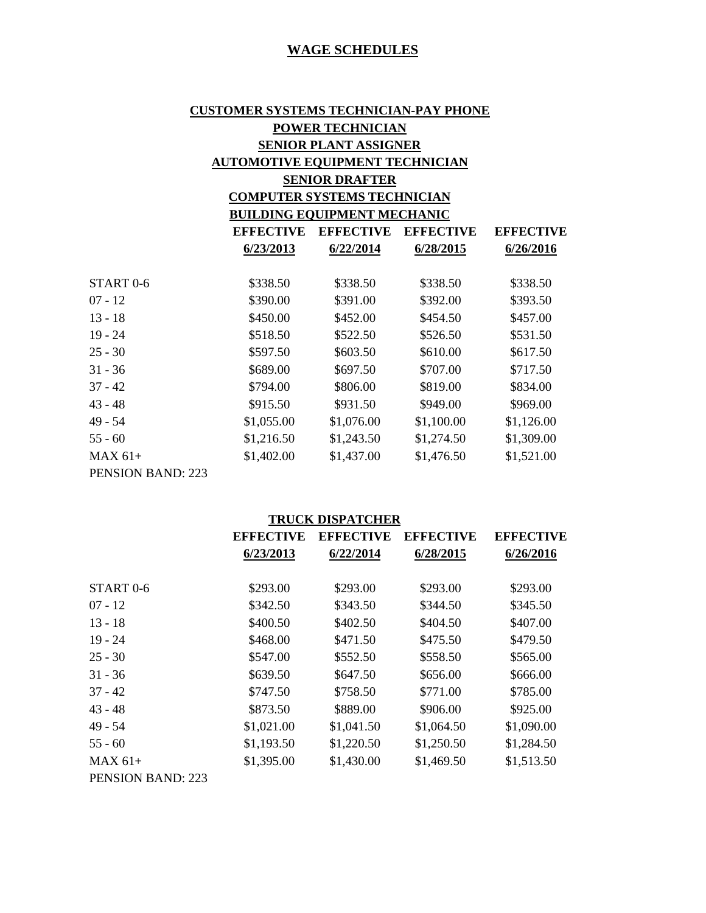# WAGE SCHEDULES

## CUSTOMER SYSTEMS TECHNICIAN-PAY PHONE
## POWER TECHNICIAN
## SENIOR PLANT ASSIGNER
## AUTOMOTIVE EQUIPMENT TECHNICIAN
## SENIOR DRAFTER
## COMPUTER SYSTEMS TECHNICIAN
## BUILDING EQUIPMENT MECHANIC

| | EFFECTIVE 6/23/2013 | EFFECTIVE 6/22/2014 | EFFECTIVE 6/28/2015 | EFFECTIVE 6/26/2016 |
|---|---|---|---|---|
| START 0-6 | $338.50 | $338.50 | $338.50 | $338.50 |
| 07 - 12 | $390.00 | $391.00 | $392.00 | $393.50 |
| 13 - 18 | $450.00 | $452.00 | $454.50 | $457.00 |
| 19 - 24 | $518.50 | $522.50 | $526.50 | $531.50 |
| 25 - 30 | $597.50 | $603.50 | $610.00 | $617.50 |
| 31 - 36 | $689.00 | $697.50 | $707.00 | $717.50 |
| 37 - 42 | $794.00 | $806.00 | $819.00 | $834.00 |
| 43 - 48 | $915.50 | $931.50 | $949.00 | $969.00 |
| 49 - 54 | $1,055.00 | $1,076.00 | $1,100.00 | $1,126.00 |
| 55 - 60 | $1,216.50 | $1,243.50 | $1,274.50 | $1,309.00 |
| MAX 61+ | $1,402.00 | $1,437.00 | $1,476.50 | $1,521.00 |

PENSION BAND: 223

## TRUCK DISPATCHER

| | EFFECTIVE 6/23/2013 | EFFECTIVE 6/22/2014 | EFFECTIVE 6/28/2015 | EFFECTIVE 6/26/2016 |
|---|---|---|---|---|
| START 0-6 | $293.00 | $293.00 | $293.00 | $293.00 |
| 07 - 12 | $342.50 | $343.50 | $344.50 | $345.50 |
| 13 - 18 | $400.50 | $402.50 | $404.50 | $407.00 |
| 19 - 24 | $468.00 | $471.50 | $475.50 | $479.50 |
| 25 - 30 | $547.00 | $552.50 | $558.50 | $565.00 |
| 31 - 36 | $639.50 | $647.50 | $656.00 | $666.00 |
| 37 - 42 | $747.50 | $758.50 | $771.00 | $785.00 |
| 43 - 48 | $873.50 | $889.00 | $906.00 | $925.00 |
| 49 - 54 | $1,021.00 | $1,041.50 | $1,064.50 | $1,090.00 |
| 55 - 60 | $1,193.50 | $1,220.50 | $1,250.50 | $1,284.50 |
| MAX 61+ | $1,395.00 | $1,430.00 | $1,469.50 | $1,513.50 |

PENSION BAND: 223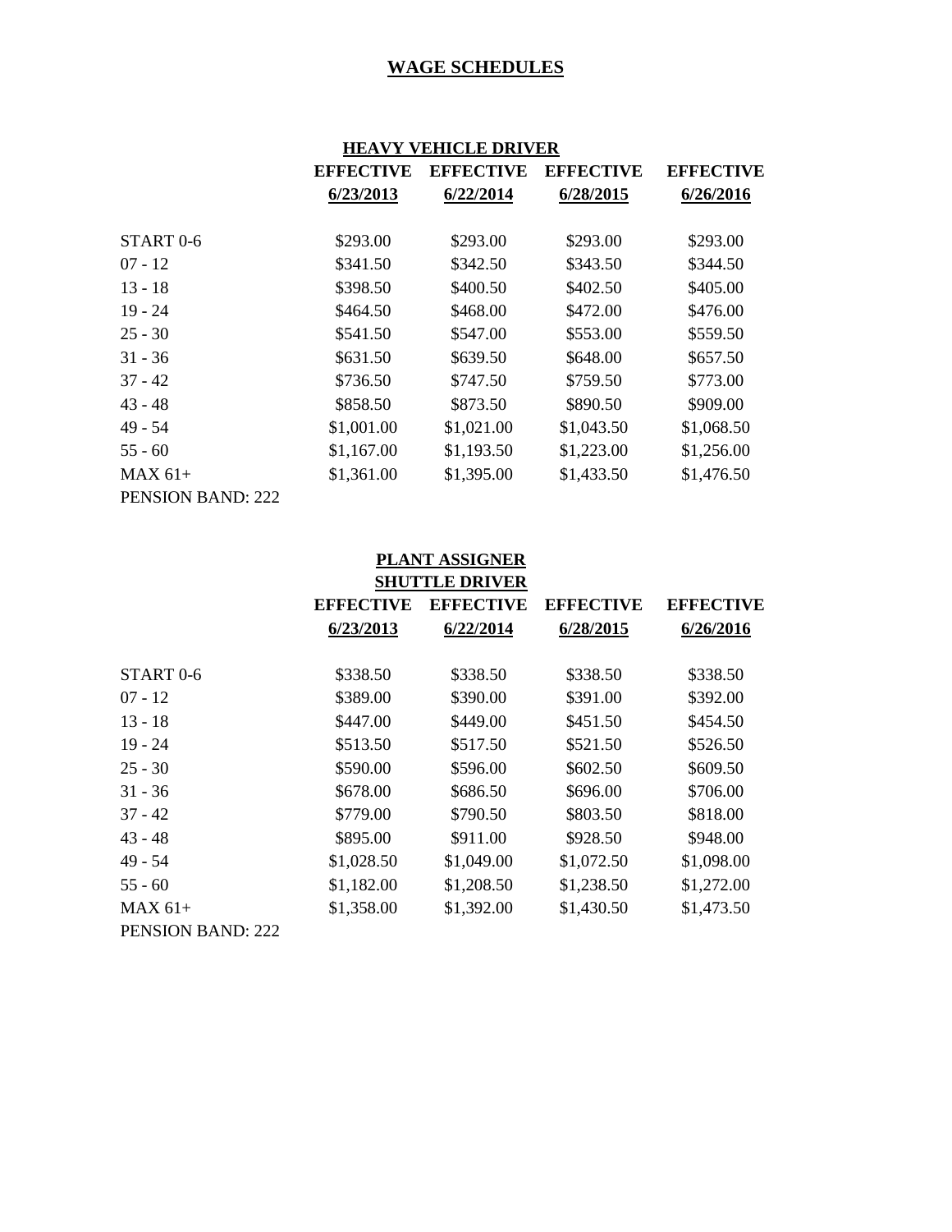## WAGE SCHEDULES

### HEAVY VEHICLE DRIVER

| | EFFECTIVE 6/23/2013 | EFFECTIVE 6/22/2014 | EFFECTIVE 6/28/2015 | EFFECTIVE 6/26/2016 |
|---|---|---|---|---|
| START 0-6 | $293.00 | $293.00 | $293.00 | $293.00 |
| 07 - 12 | $341.50 | $342.50 | $343.50 | $344.50 |
| 13 - 18 | $398.50 | $400.50 | $402.50 | $405.00 |
| 19 - 24 | $464.50 | $468.00 | $472.00 | $476.00 |
| 25 - 30 | $541.50 | $547.00 | $553.00 | $559.50 |
| 31 - 36 | $631.50 | $639.50 | $648.00 | $657.50 |
| 37 - 42 | $736.50 | $747.50 | $759.50 | $773.00 |
| 43 - 48 | $858.50 | $873.50 | $890.50 | $909.00 |
| 49 - 54 | $1,001.00 | $1,021.00 | $1,043.50 | $1,068.50 |
| 55 - 60 | $1,167.00 | $1,193.50 | $1,223.00 | $1,256.00 |
| MAX 61+ | $1,361.00 | $1,395.00 | $1,433.50 | $1,476.50 |

PENSION BAND: 222

### PLANT ASSIGNER SHUTTLE DRIVER

| | EFFECTIVE 6/23/2013 | EFFECTIVE 6/22/2014 | EFFECTIVE 6/28/2015 | EFFECTIVE 6/26/2016 |
|---|---|---|---|---|
| START 0-6 | $338.50 | $338.50 | $338.50 | $338.50 |
| 07 - 12 | $389.00 | $390.00 | $391.00 | $392.00 |
| 13 - 18 | $447.00 | $449.00 | $451.50 | $454.50 |
| 19 - 24 | $513.50 | $517.50 | $521.50 | $526.50 |
| 25 - 30 | $590.00 | $596.00 | $602.50 | $609.50 |
| 31 - 36 | $678.00 | $686.50 | $696.00 | $706.00 |
| 37 - 42 | $779.00 | $790.50 | $803.50 | $818.00 |
| 43 - 48 | $895.00 | $911.00 | $928.50 | $948.00 |
| 49 - 54 | $1,028.50 | $1,049.00 | $1,072.50 | $1,098.00 |
| 55 - 60 | $1,182.00 | $1,208.50 | $1,238.50 | $1,272.00 |
| MAX 61+ | $1,358.00 | $1,392.00 | $1,430.50 | $1,473.50 |

PENSION BAND: 222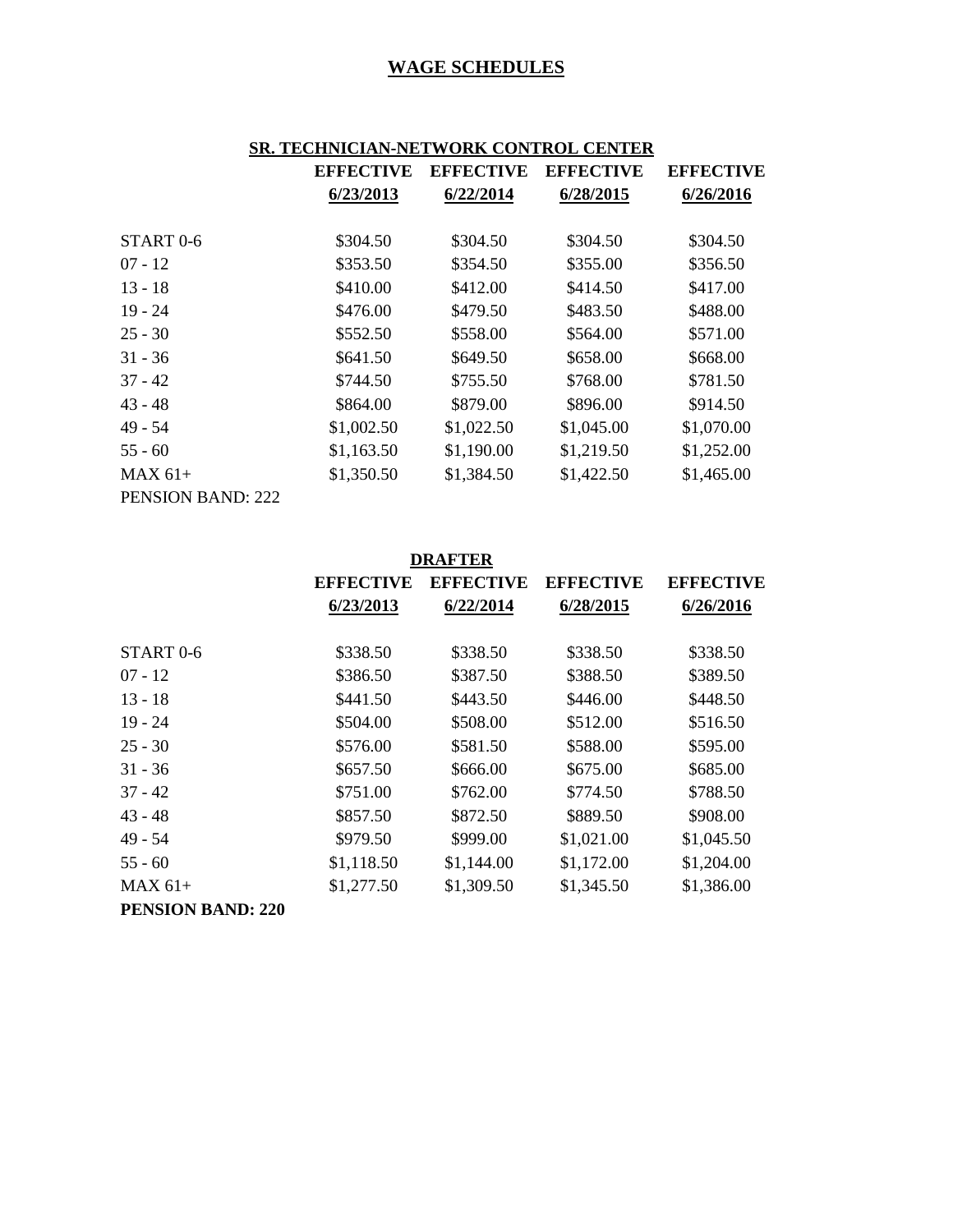# WAGE SCHEDULES

## SR. TECHNICIAN-NETWORK CONTROL CENTER

| | EFFECTIVE 6/23/2013 | EFFECTIVE 6/22/2014 | EFFECTIVE 6/28/2015 | EFFECTIVE 6/26/2016 |
|---|---|---|---|---|
| START 0-6 | $304.50 | $304.50 | $304.50 | $304.50 |
| 07 - 12 | $353.50 | $354.50 | $355.00 | $356.50 |
| 13 - 18 | $410.00 | $412.00 | $414.50 | $417.00 |
| 19 - 24 | $476.00 | $479.50 | $483.50 | $488.00 |
| 25 - 30 | $552.50 | $558.00 | $564.00 | $571.00 |
| 31 - 36 | $641.50 | $649.50 | $658.00 | $668.00 |
| 37 - 42 | $744.50 | $755.50 | $768.00 | $781.50 |
| 43 - 48 | $864.00 | $879.00 | $896.00 | $914.50 |
| 49 - 54 | $1,002.50 | $1,022.50 | $1,045.00 | $1,070.00 |
| 55 - 60 | $1,163.50 | $1,190.00 | $1,219.50 | $1,252.00 |
| MAX 61+ | $1,350.50 | $1,384.50 | $1,422.50 | $1,465.00 |

PENSION BAND: 222

## DRAFTER

| | EFFECTIVE 6/23/2013 | EFFECTIVE 6/22/2014 | EFFECTIVE 6/28/2015 | EFFECTIVE 6/26/2016 |
|---|---|---|---|---|
| START 0-6 | $338.50 | $338.50 | $338.50 | $338.50 |
| 07 - 12 | $386.50 | $387.50 | $388.50 | $389.50 |
| 13 - 18 | $441.50 | $443.50 | $446.00 | $448.50 |
| 19 - 24 | $504.00 | $508.00 | $512.00 | $516.50 |
| 25 - 30 | $576.00 | $581.50 | $588.00 | $595.00 |
| 31 - 36 | $657.50 | $666.00 | $675.00 | $685.00 |
| 37 - 42 | $751.00 | $762.00 | $774.50 | $788.50 |
| 43 - 48 | $857.50 | $872.50 | $889.50 | $908.00 |
| 49 - 54 | $979.50 | $999.00 | $1,021.00 | $1,045.50 |
| 55 - 60 | $1,118.50 | $1,144.00 | $1,172.00 | $1,204.00 |
| MAX 61+ | $1,277.50 | $1,309.50 | $1,345.50 | $1,386.00 |

**PENSION BAND: 220**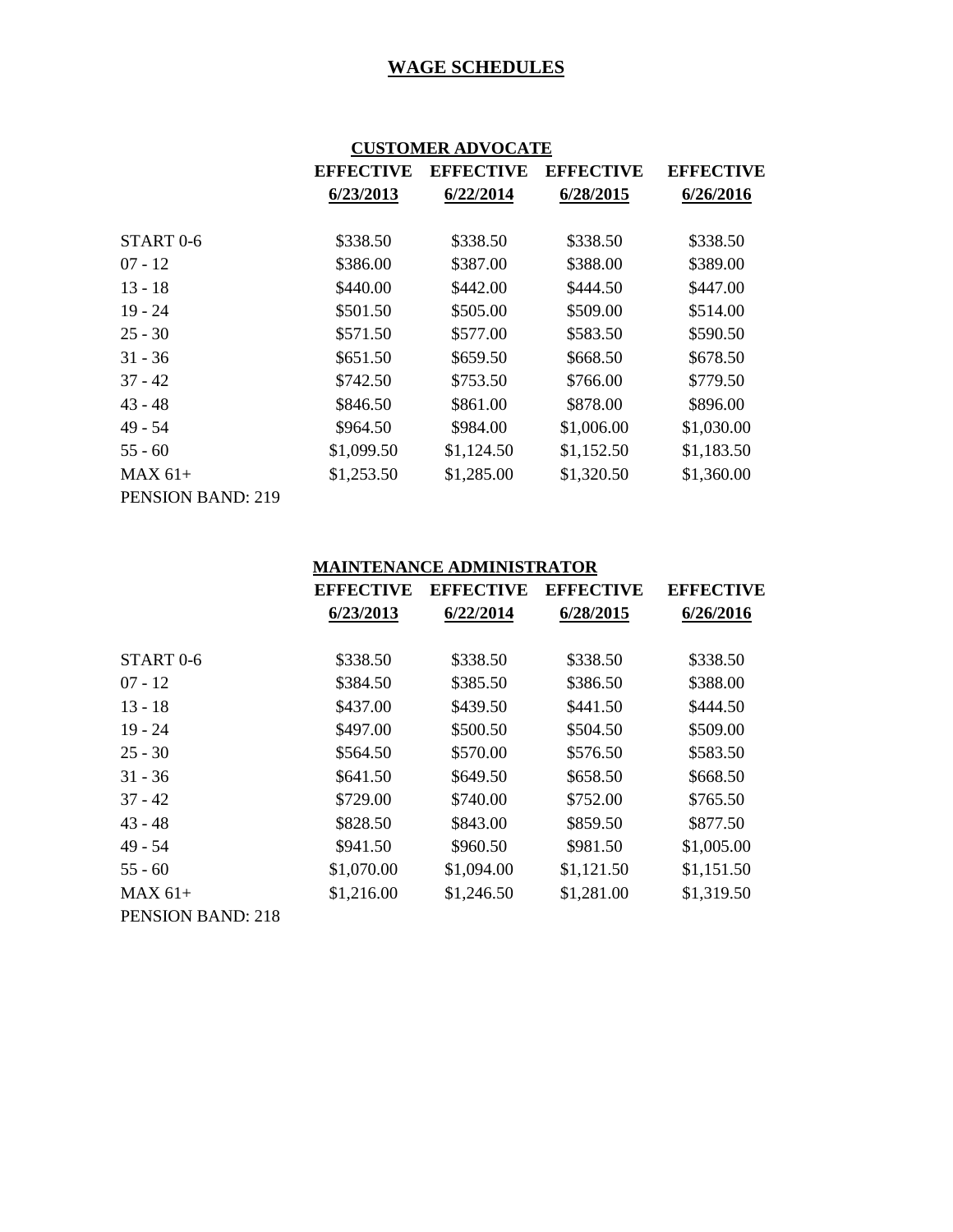# WAGE SCHEDULES

## CUSTOMER ADVOCATE

| | EFFECTIVE 6/23/2013 | EFFECTIVE 6/22/2014 | EFFECTIVE 6/28/2015 | EFFECTIVE 6/26/2016 |
|---|---|---|---|---|
| START 0-6 | $338.50 | $338.50 | $338.50 | $338.50 |
| 07 - 12 | $386.00 | $387.00 | $388.00 | $389.00 |
| 13 - 18 | $440.00 | $442.00 | $444.50 | $447.00 |
| 19 - 24 | $501.50 | $505.00 | $509.00 | $514.00 |
| 25 - 30 | $571.50 | $577.00 | $583.50 | $590.50 |
| 31 - 36 | $651.50 | $659.50 | $668.50 | $678.50 |
| 37 - 42 | $742.50 | $753.50 | $766.00 | $779.50 |
| 43 - 48 | $846.50 | $861.00 | $878.00 | $896.00 |
| 49 - 54 | $964.50 | $984.00 | $1,006.00 | $1,030.00 |
| 55 - 60 | $1,099.50 | $1,124.50 | $1,152.50 | $1,183.50 |
| MAX 61+ | $1,253.50 | $1,285.00 | $1,320.50 | $1,360.00 |

PENSION BAND: 219

## MAINTENANCE ADMINISTRATOR

| | EFFECTIVE 6/23/2013 | EFFECTIVE 6/22/2014 | EFFECTIVE 6/28/2015 | EFFECTIVE 6/26/2016 |
|---|---|---|---|---|
| START 0-6 | $338.50 | $338.50 | $338.50 | $338.50 |
| 07 - 12 | $384.50 | $385.50 | $386.50 | $388.00 |
| 13 - 18 | $437.00 | $439.50 | $441.50 | $444.50 |
| 19 - 24 | $497.00 | $500.50 | $504.50 | $509.00 |
| 25 - 30 | $564.50 | $570.00 | $576.50 | $583.50 |
| 31 - 36 | $641.50 | $649.50 | $658.50 | $668.50 |
| 37 - 42 | $729.00 | $740.00 | $752.00 | $765.50 |
| 43 - 48 | $828.50 | $843.00 | $859.50 | $877.50 |
| 49 - 54 | $941.50 | $960.50 | $981.50 | $1,005.00 |
| 55 - 60 | $1,070.00 | $1,094.00 | $1,121.50 | $1,151.50 |
| MAX 61+ | $1,216.00 | $1,246.50 | $1,281.00 | $1,319.50 |

PENSION BAND: 218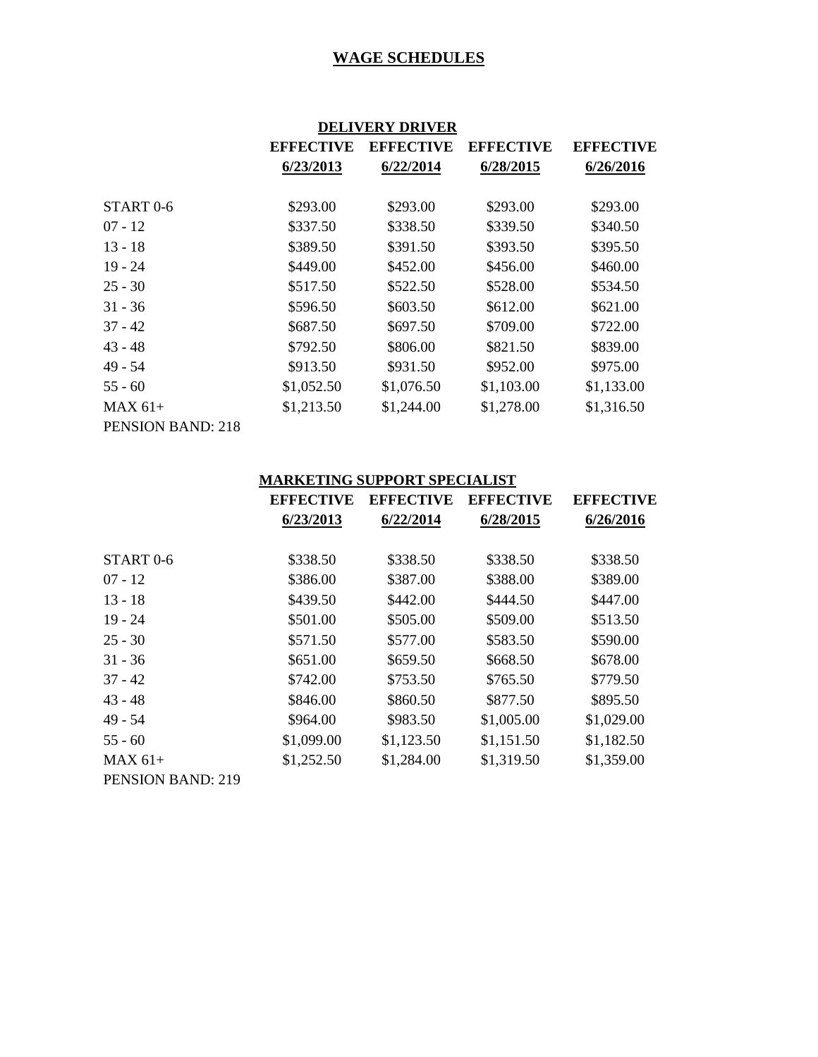# WAGE SCHEDULES

## DELIVERY DRIVER

| | EFFECTIVE 6/23/2013 | EFFECTIVE 6/22/2014 | EFFECTIVE 6/28/2015 | EFFECTIVE 6/26/2016 |
|---|---|---|---|---|
| START 0-6 | $293.00 | $293.00 | $293.00 | $293.00 |
| 07 - 12 | $337.50 | $338.50 | $339.50 | $340.50 |
| 13 - 18 | $389.50 | $391.50 | $393.50 | $395.50 |
| 19 - 24 | $449.00 | $452.00 | $456.00 | $460.00 |
| 25 - 30 | $517.50 | $522.50 | $528.00 | $534.50 |
| 31 - 36 | $596.50 | $603.50 | $612.00 | $621.00 |
| 37 - 42 | $687.50 | $697.50 | $709.00 | $722.00 |
| 43 - 48 | $792.50 | $806.00 | $821.50 | $839.00 |
| 49 - 54 | $913.50 | $931.50 | $952.00 | $975.00 |
| 55 - 60 | $1,052.50 | $1,076.50 | $1,103.00 | $1,133.00 |
| MAX 61+ | $1,213.50 | $1,244.00 | $1,278.00 | $1,316.50 |

PENSION BAND: 218

## MARKETING SUPPORT SPECIALIST

| | EFFECTIVE 6/23/2013 | EFFECTIVE 6/22/2014 | EFFECTIVE 6/28/2015 | EFFECTIVE 6/26/2016 |
|---|---|---|---|---|
| START 0-6 | $338.50 | $338.50 | $338.50 | $338.50 |
| 07 - 12 | $386.00 | $387.00 | $388.00 | $389.00 |
| 13 - 18 | $439.50 | $442.00 | $444.50 | $447.00 |
| 19 - 24 | $501.00 | $505.00 | $509.00 | $513.50 |
| 25 - 30 | $571.50 | $577.00 | $583.50 | $590.00 |
| 31 - 36 | $651.00 | $659.50 | $668.50 | $678.00 |
| 37 - 42 | $742.00 | $753.50 | $765.50 | $779.50 |
| 43 - 48 | $846.00 | $860.50 | $877.50 | $895.50 |
| 49 - 54 | $964.00 | $983.50 | $1,005.00 | $1,029.00 |
| 55 - 60 | $1,099.00 | $1,123.50 | $1,151.50 | $1,182.50 |
| MAX 61+ | $1,252.50 | $1,284.00 | $1,319.50 | $1,359.00 |

PENSION BAND: 219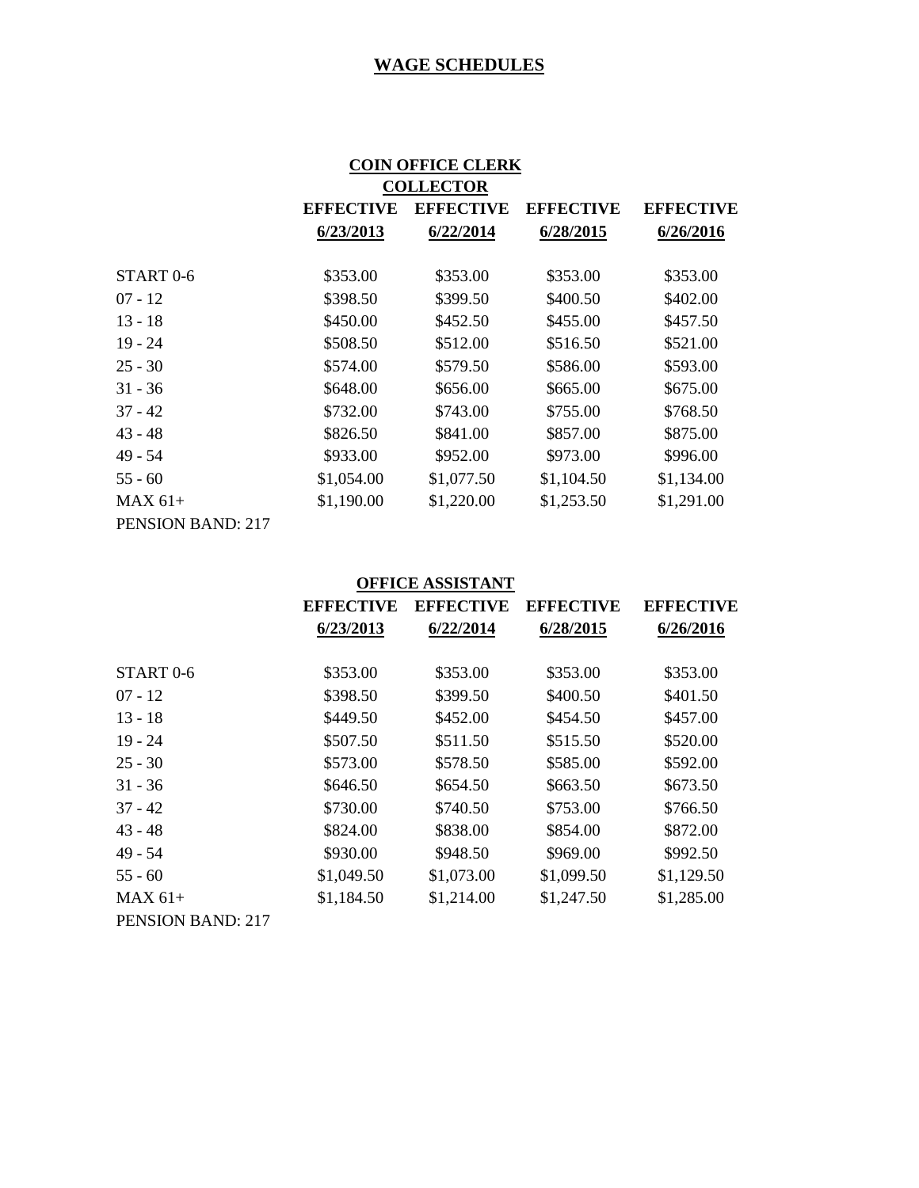# WAGE SCHEDULES

**COIN OFFICE CLERK**
**COLLECTOR**

| | EFFECTIVE 6/23/2013 | EFFECTIVE 6/22/2014 | EFFECTIVE 6/28/2015 | EFFECTIVE 6/26/2016 |
|---|---|---|---|---|
| START 0-6 | $353.00 | $353.00 | $353.00 | $353.00 |
| 07 - 12 | $398.50 | $399.50 | $400.50 | $402.00 |
| 13 - 18 | $450.00 | $452.50 | $455.00 | $457.50 |
| 19 - 24 | $508.50 | $512.00 | $516.50 | $521.00 |
| 25 - 30 | $574.00 | $579.50 | $586.00 | $593.00 |
| 31 - 36 | $648.00 | $656.00 | $665.00 | $675.00 |
| 37 - 42 | $732.00 | $743.00 | $755.00 | $768.50 |
| 43 - 48 | $826.50 | $841.00 | $857.00 | $875.00 |
| 49 - 54 | $933.00 | $952.00 | $973.00 | $996.00 |
| 55 - 60 | $1,054.00 | $1,077.50 | $1,104.50 | $1,134.00 |
| MAX 61+ | $1,190.00 | $1,220.00 | $1,253.50 | $1,291.00 |

PENSION BAND: 217

**OFFICE ASSISTANT**

| | EFFECTIVE 6/23/2013 | EFFECTIVE 6/22/2014 | EFFECTIVE 6/28/2015 | EFFECTIVE 6/26/2016 |
|---|---|---|---|---|
| START 0-6 | $353.00 | $353.00 | $353.00 | $353.00 |
| 07 - 12 | $398.50 | $399.50 | $400.50 | $401.50 |
| 13 - 18 | $449.50 | $452.00 | $454.50 | $457.00 |
| 19 - 24 | $507.50 | $511.50 | $515.50 | $520.00 |
| 25 - 30 | $573.00 | $578.50 | $585.00 | $592.00 |
| 31 - 36 | $646.50 | $654.50 | $663.50 | $673.50 |
| 37 - 42 | $730.00 | $740.50 | $753.00 | $766.50 |
| 43 - 48 | $824.00 | $838.00 | $854.00 | $872.00 |
| 49 - 54 | $930.00 | $948.50 | $969.00 | $992.50 |
| 55 - 60 | $1,049.50 | $1,073.00 | $1,099.50 | $1,129.50 |
| MAX 61+ | $1,184.50 | $1,214.00 | $1,247.50 | $1,285.00 |

PENSION BAND: 217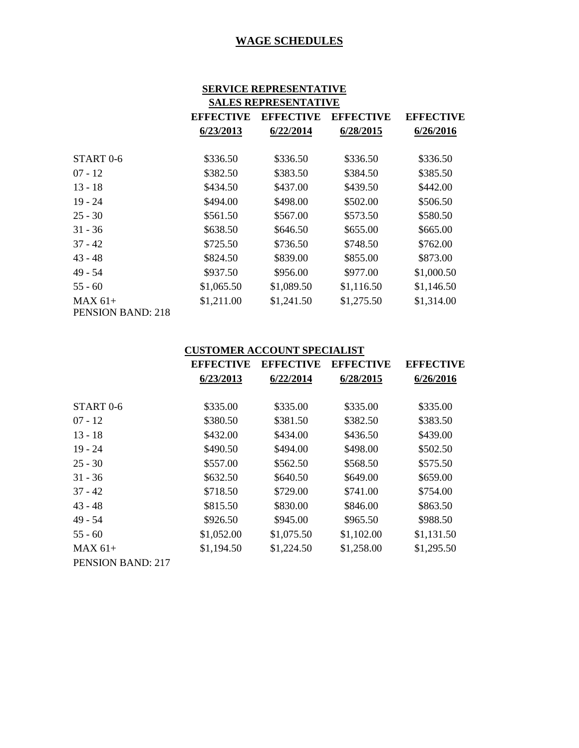# WAGE SCHEDULES

## SERVICE REPRESENTATIVE
## SALES REPRESENTATIVE

| | EFFECTIVE 6/23/2013 | EFFECTIVE 6/22/2014 | EFFECTIVE 6/28/2015 | EFFECTIVE 6/26/2016 |
|---|---|---|---|---|
| START 0-6 | $336.50 | $336.50 | $336.50 | $336.50 |
| 07 - 12 | $382.50 | $383.50 | $384.50 | $385.50 |
| 13 - 18 | $434.50 | $437.00 | $439.50 | $442.00 |
| 19 - 24 | $494.00 | $498.00 | $502.00 | $506.50 |
| 25 - 30 | $561.50 | $567.00 | $573.50 | $580.50 |
| 31 - 36 | $638.50 | $646.50 | $655.00 | $665.00 |
| 37 - 42 | $725.50 | $736.50 | $748.50 | $762.00 |
| 43 - 48 | $824.50 | $839.00 | $855.00 | $873.00 |
| 49 - 54 | $937.50 | $956.00 | $977.00 | $1,000.50 |
| 55 - 60 | $1,065.50 | $1,089.50 | $1,116.50 | $1,146.50 |
| MAX 61+ | $1,211.00 | $1,241.50 | $1,275.50 | $1,314.00 |

PENSION BAND: 218

## CUSTOMER ACCOUNT SPECIALIST

| | EFFECTIVE 6/23/2013 | EFFECTIVE 6/22/2014 | EFFECTIVE 6/28/2015 | EFFECTIVE 6/26/2016 |
|---|---|---|---|---|
| START 0-6 | $335.00 | $335.00 | $335.00 | $335.00 |
| 07 - 12 | $380.50 | $381.50 | $382.50 | $383.50 |
| 13 - 18 | $432.00 | $434.00 | $436.50 | $439.00 |
| 19 - 24 | $490.50 | $494.00 | $498.00 | $502.50 |
| 25 - 30 | $557.00 | $562.50 | $568.50 | $575.50 |
| 31 - 36 | $632.50 | $640.50 | $649.00 | $659.00 |
| 37 - 42 | $718.50 | $729.00 | $741.00 | $754.00 |
| 43 - 48 | $815.50 | $830.00 | $846.00 | $863.50 |
| 49 - 54 | $926.50 | $945.00 | $965.50 | $988.50 |
| 55 - 60 | $1,052.00 | $1,075.50 | $1,102.00 | $1,131.50 |
| MAX 61+ | $1,194.50 | $1,224.50 | $1,258.00 | $1,295.50 |

PENSION BAND: 217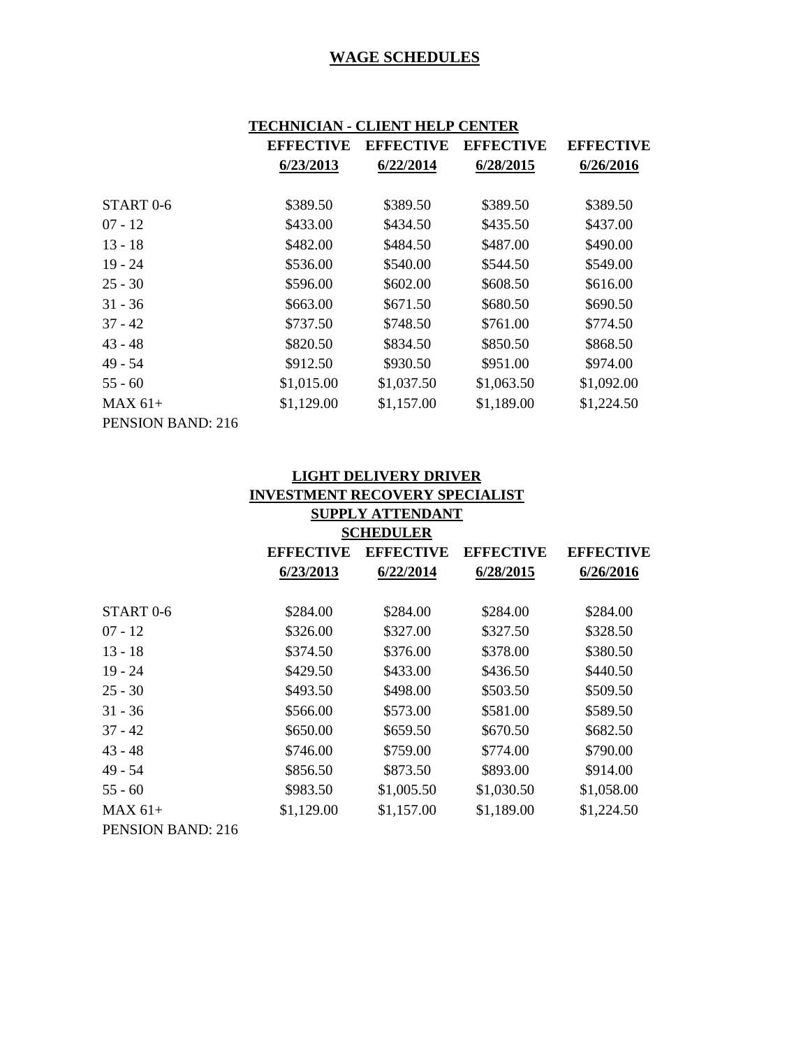## WAGE SCHEDULES

### TECHNICIAN - CLIENT HELP CENTER

| | EFFECTIVE 6/23/2013 | EFFECTIVE 6/22/2014 | EFFECTIVE 6/28/2015 | EFFECTIVE 6/26/2016 |
|---|---|---|---|---|
| START 0-6 | $389.50 | $389.50 | $389.50 | $389.50 |
| 07 - 12 | $433.00 | $434.50 | $435.50 | $437.00 |
| 13 - 18 | $482.00 | $484.50 | $487.00 | $490.00 |
| 19 - 24 | $536.00 | $540.00 | $544.50 | $549.00 |
| 25 - 30 | $596.00 | $602.00 | $608.50 | $616.00 |
| 31 - 36 | $663.00 | $671.50 | $680.50 | $690.50 |
| 37 - 42 | $737.50 | $748.50 | $761.00 | $774.50 |
| 43 - 48 | $820.50 | $834.50 | $850.50 | $868.50 |
| 49 - 54 | $912.50 | $930.50 | $951.00 | $974.00 |
| 55 - 60 | $1,015.00 | $1,037.50 | $1,063.50 | $1,092.00 |
| MAX 61+ | $1,129.00 | $1,157.00 | $1,189.00 | $1,224.50 |

PENSION BAND: 216

### LIGHT DELIVERY DRIVER
### INVESTMENT RECOVERY SPECIALIST
### SUPPLY ATTENDANT
### SCHEDULER

| | EFFECTIVE 6/23/2013 | EFFECTIVE 6/22/2014 | EFFECTIVE 6/28/2015 | EFFECTIVE 6/26/2016 |
|---|---|---|---|---|
| START 0-6 | $284.00 | $284.00 | $284.00 | $284.00 |
| 07 - 12 | $326.00 | $327.00 | $327.50 | $328.50 |
| 13 - 18 | $374.50 | $376.00 | $378.00 | $380.50 |
| 19 - 24 | $429.50 | $433.00 | $436.50 | $440.50 |
| 25 - 30 | $493.50 | $498.00 | $503.50 | $509.50 |
| 31 - 36 | $566.00 | $573.00 | $581.00 | $589.50 |
| 37 - 42 | $650.00 | $659.50 | $670.50 | $682.50 |
| 43 - 48 | $746.00 | $759.00 | $774.00 | $790.00 |
| 49 - 54 | $856.50 | $873.50 | $893.00 | $914.00 |
| 55 - 60 | $983.50 | $1,005.50 | $1,030.50 | $1,058.00 |
| MAX 61+ | $1,129.00 | $1,157.00 | $1,189.00 | $1,224.50 |

PENSION BAND: 216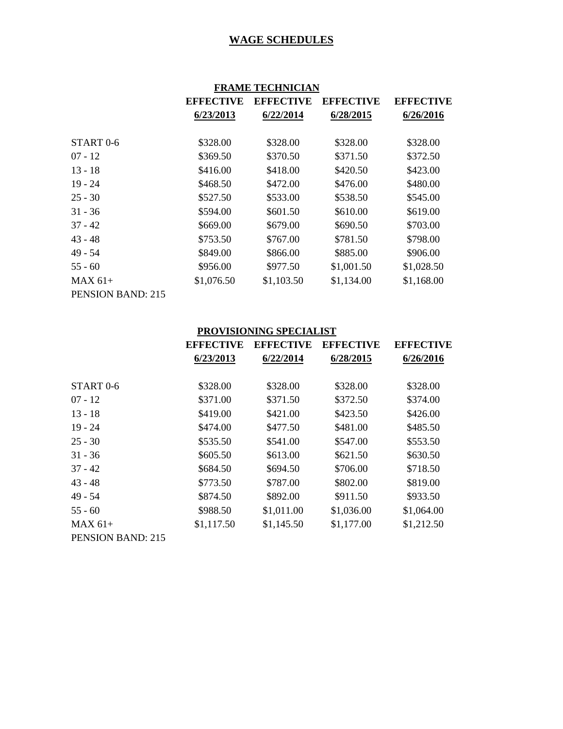# WAGE SCHEDULES

## FRAME TECHNICIAN

| | EFFECTIVE 6/23/2013 | EFFECTIVE 6/22/2014 | EFFECTIVE 6/28/2015 | EFFECTIVE 6/26/2016 |
|---|---|---|---|---|
| START 0-6 | $328.00 | $328.00 | $328.00 | $328.00 |
| 07 - 12 | $369.50 | $370.50 | $371.50 | $372.50 |
| 13 - 18 | $416.00 | $418.00 | $420.50 | $423.00 |
| 19 - 24 | $468.50 | $472.00 | $476.00 | $480.00 |
| 25 - 30 | $527.50 | $533.00 | $538.50 | $545.00 |
| 31 - 36 | $594.00 | $601.50 | $610.00 | $619.00 |
| 37 - 42 | $669.00 | $679.00 | $690.50 | $703.00 |
| 43 - 48 | $753.50 | $767.00 | $781.50 | $798.00 |
| 49 - 54 | $849.00 | $866.00 | $885.00 | $906.00 |
| 55 - 60 | $956.00 | $977.50 | $1,001.50 | $1,028.50 |
| MAX 61+ | $1,076.50 | $1,103.50 | $1,134.00 | $1,168.00 |

PENSION BAND: 215

## PROVISIONING SPECIALIST

| | EFFECTIVE 6/23/2013 | EFFECTIVE 6/22/2014 | EFFECTIVE 6/28/2015 | EFFECTIVE 6/26/2016 |
|---|---|---|---|---|
| START 0-6 | $328.00 | $328.00 | $328.00 | $328.00 |
| 07 - 12 | $371.00 | $371.50 | $372.50 | $374.00 |
| 13 - 18 | $419.00 | $421.00 | $423.50 | $426.00 |
| 19 - 24 | $474.00 | $477.50 | $481.00 | $485.50 |
| 25 - 30 | $535.50 | $541.00 | $547.00 | $553.50 |
| 31 - 36 | $605.50 | $613.00 | $621.50 | $630.50 |
| 37 - 42 | $684.50 | $694.50 | $706.00 | $718.50 |
| 43 - 48 | $773.50 | $787.00 | $802.00 | $819.00 |
| 49 - 54 | $874.50 | $892.00 | $911.50 | $933.50 |
| 55 - 60 | $988.50 | $1,011.00 | $1,036.00 | $1,064.00 |
| MAX 61+ | $1,117.50 | $1,145.50 | $1,177.00 | $1,212.50 |

PENSION BAND: 215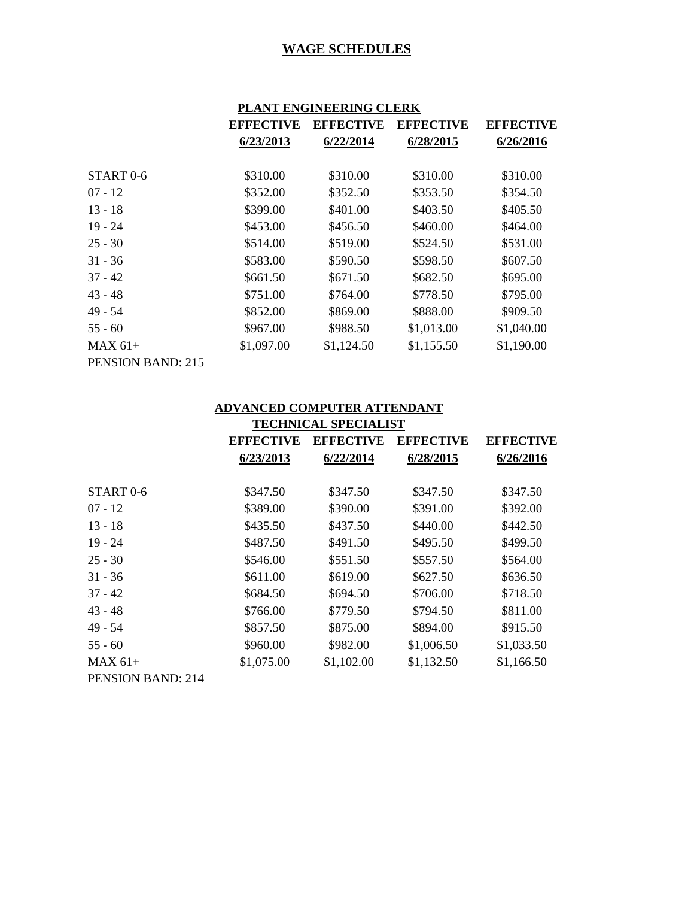# WAGE SCHEDULES

## PLANT ENGINEERING CLERK

| | EFFECTIVE 6/23/2013 | EFFECTIVE 6/22/2014 | EFFECTIVE 6/28/2015 | EFFECTIVE 6/26/2016 |
|---|---|---|---|---|
| START 0-6 | $310.00 | $310.00 | $310.00 | $310.00 |
| 07 - 12 | $352.00 | $352.50 | $353.50 | $354.50 |
| 13 - 18 | $399.00 | $401.00 | $403.50 | $405.50 |
| 19 - 24 | $453.00 | $456.50 | $460.00 | $464.00 |
| 25 - 30 | $514.00 | $519.00 | $524.50 | $531.00 |
| 31 - 36 | $583.00 | $590.50 | $598.50 | $607.50 |
| 37 - 42 | $661.50 | $671.50 | $682.50 | $695.00 |
| 43 - 48 | $751.00 | $764.00 | $778.50 | $795.00 |
| 49 - 54 | $852.00 | $869.00 | $888.00 | $909.50 |
| 55 - 60 | $967.00 | $988.50 | $1,013.00 | $1,040.00 |
| MAX 61+ | $1,097.00 | $1,124.50 | $1,155.50 | $1,190.00 |

PENSION BAND: 215

## ADVANCED COMPUTER ATTENDANT TECHNICAL SPECIALIST

| | EFFECTIVE 6/23/2013 | EFFECTIVE 6/22/2014 | EFFECTIVE 6/28/2015 | EFFECTIVE 6/26/2016 |
|---|---|---|---|---|
| START 0-6 | $347.50 | $347.50 | $347.50 | $347.50 |
| 07 - 12 | $389.00 | $390.00 | $391.00 | $392.00 |
| 13 - 18 | $435.50 | $437.50 | $440.00 | $442.50 |
| 19 - 24 | $487.50 | $491.50 | $495.50 | $499.50 |
| 25 - 30 | $546.00 | $551.50 | $557.50 | $564.00 |
| 31 - 36 | $611.00 | $619.00 | $627.50 | $636.50 |
| 37 - 42 | $684.50 | $694.50 | $706.00 | $718.50 |
| 43 - 48 | $766.00 | $779.50 | $794.50 | $811.00 |
| 49 - 54 | $857.50 | $875.00 | $894.00 | $915.50 |
| 55 - 60 | $960.00 | $982.00 | $1,006.50 | $1,033.50 |
| MAX 61+ | $1,075.00 | $1,102.00 | $1,132.50 | $1,166.50 |

PENSION BAND: 214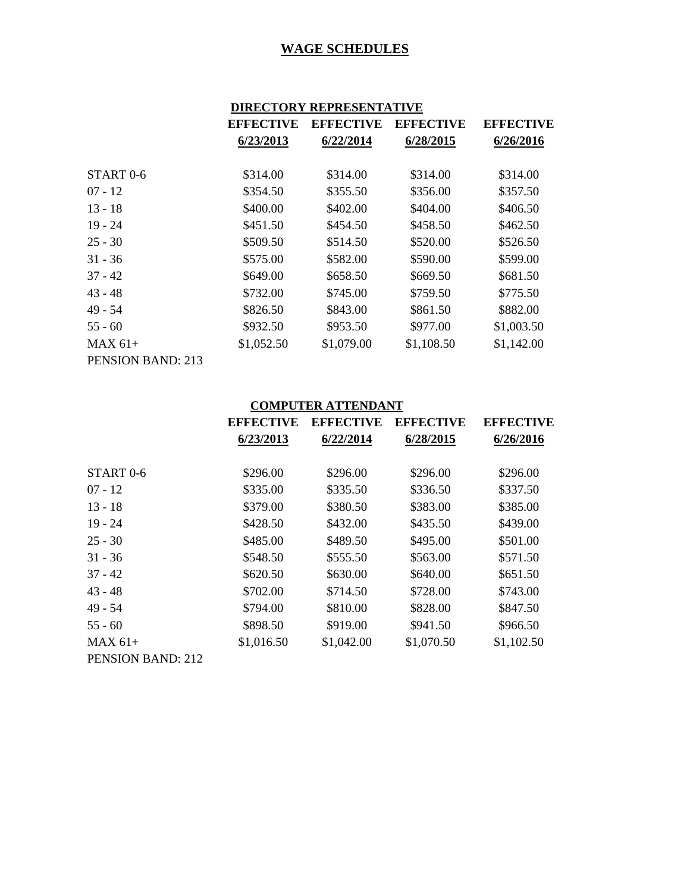# WAGE SCHEDULES

## DIRECTORY REPRESENTATIVE

| | EFFECTIVE 6/23/2013 | EFFECTIVE 6/22/2014 | EFFECTIVE 6/28/2015 | EFFECTIVE 6/26/2016 |
|---|---|---|---|---|
| START 0-6 | $314.00 | $314.00 | $314.00 | $314.00 |
| 07 - 12 | $354.50 | $355.50 | $356.00 | $357.50 |
| 13 - 18 | $400.00 | $402.00 | $404.00 | $406.50 |
| 19 - 24 | $451.50 | $454.50 | $458.50 | $462.50 |
| 25 - 30 | $509.50 | $514.50 | $520.00 | $526.50 |
| 31 - 36 | $575.00 | $582.00 | $590.00 | $599.00 |
| 37 - 42 | $649.00 | $658.50 | $669.50 | $681.50 |
| 43 - 48 | $732.00 | $745.00 | $759.50 | $775.50 |
| 49 - 54 | $826.50 | $843.00 | $861.50 | $882.00 |
| 55 - 60 | $932.50 | $953.50 | $977.00 | $1,003.50 |
| MAX 61+ | $1,052.50 | $1,079.00 | $1,108.50 | $1,142.00 |

PENSION BAND: 213

## COMPUTER ATTENDANT

| | EFFECTIVE 6/23/2013 | EFFECTIVE 6/22/2014 | EFFECTIVE 6/28/2015 | EFFECTIVE 6/26/2016 |
|---|---|---|---|---|
| START 0-6 | $296.00 | $296.00 | $296.00 | $296.00 |
| 07 - 12 | $335.00 | $335.50 | $336.50 | $337.50 |
| 13 - 18 | $379.00 | $380.50 | $383.00 | $385.00 |
| 19 - 24 | $428.50 | $432.00 | $435.50 | $439.00 |
| 25 - 30 | $485.00 | $489.50 | $495.00 | $501.00 |
| 31 - 36 | $548.50 | $555.50 | $563.00 | $571.50 |
| 37 - 42 | $620.50 | $630.00 | $640.00 | $651.50 |
| 43 - 48 | $702.00 | $714.50 | $728.00 | $743.00 |
| 49 - 54 | $794.00 | $810.00 | $828.00 | $847.50 |
| 55 - 60 | $898.50 | $919.00 | $941.50 | $966.50 |
| MAX 61+ | $1,016.50 | $1,042.00 | $1,070.50 | $1,102.50 |

PENSION BAND: 212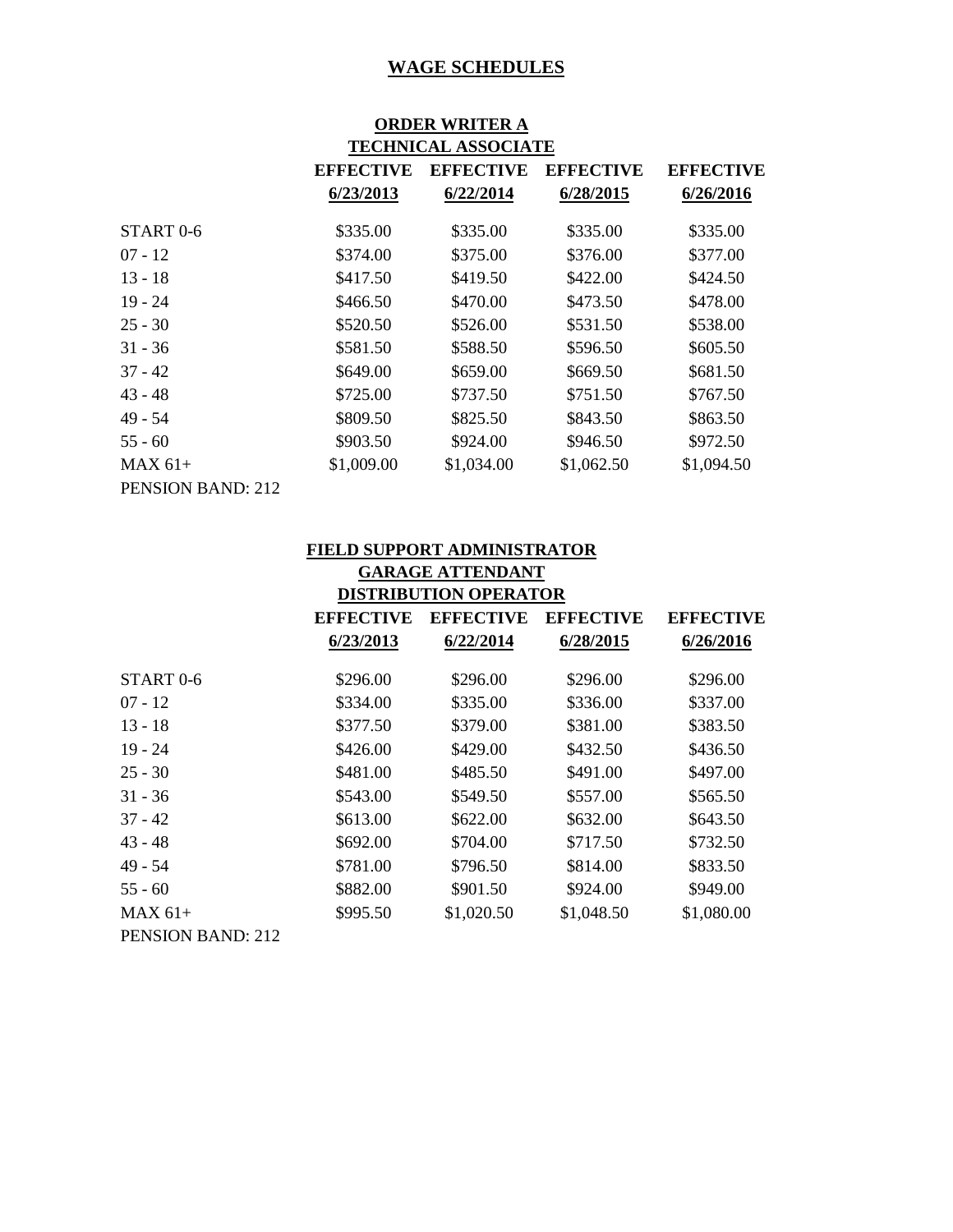# WAGE SCHEDULES

## ORDER WRITER A
## TECHNICAL ASSOCIATE

| | EFFECTIVE 6/23/2013 | EFFECTIVE 6/22/2014 | EFFECTIVE 6/28/2015 | EFFECTIVE 6/26/2016 |
|---|---|---|---|---|
| START 0-6 | $335.00 | $335.00 | $335.00 | $335.00 |
| 07 - 12 | $374.00 | $375.00 | $376.00 | $377.00 |
| 13 - 18 | $417.50 | $419.50 | $422.00 | $424.50 |
| 19 - 24 | $466.50 | $470.00 | $473.50 | $478.00 |
| 25 - 30 | $520.50 | $526.00 | $531.50 | $538.00 |
| 31 - 36 | $581.50 | $588.50 | $596.50 | $605.50 |
| 37 - 42 | $649.00 | $659.00 | $669.50 | $681.50 |
| 43 - 48 | $725.00 | $737.50 | $751.50 | $767.50 |
| 49 - 54 | $809.50 | $825.50 | $843.50 | $863.50 |
| 55 - 60 | $903.50 | $924.00 | $946.50 | $972.50 |
| MAX 61+ | $1,009.00 | $1,034.00 | $1,062.50 | $1,094.50 |

PENSION BAND: 212

## FIELD SUPPORT ADMINISTRATOR
## GARAGE ATTENDANT
## DISTRIBUTION OPERATOR

| | EFFECTIVE 6/23/2013 | EFFECTIVE 6/22/2014 | EFFECTIVE 6/28/2015 | EFFECTIVE 6/26/2016 |
|---|---|---|---|---|
| START 0-6 | $296.00 | $296.00 | $296.00 | $296.00 |
| 07 - 12 | $334.00 | $335.00 | $336.00 | $337.00 |
| 13 - 18 | $377.50 | $379.00 | $381.00 | $383.50 |
| 19 - 24 | $426.00 | $429.00 | $432.50 | $436.50 |
| 25 - 30 | $481.00 | $485.50 | $491.00 | $497.00 |
| 31 - 36 | $543.00 | $549.50 | $557.00 | $565.50 |
| 37 - 42 | $613.00 | $622.00 | $632.00 | $643.50 |
| 43 - 48 | $692.00 | $704.00 | $717.50 | $732.50 |
| 49 - 54 | $781.00 | $796.50 | $814.00 | $833.50 |
| 55 - 60 | $882.00 | $901.50 | $924.00 | $949.00 |
| MAX 61+ | $995.50 | $1,020.50 | $1,048.50 | $1,080.00 |

PENSION BAND: 212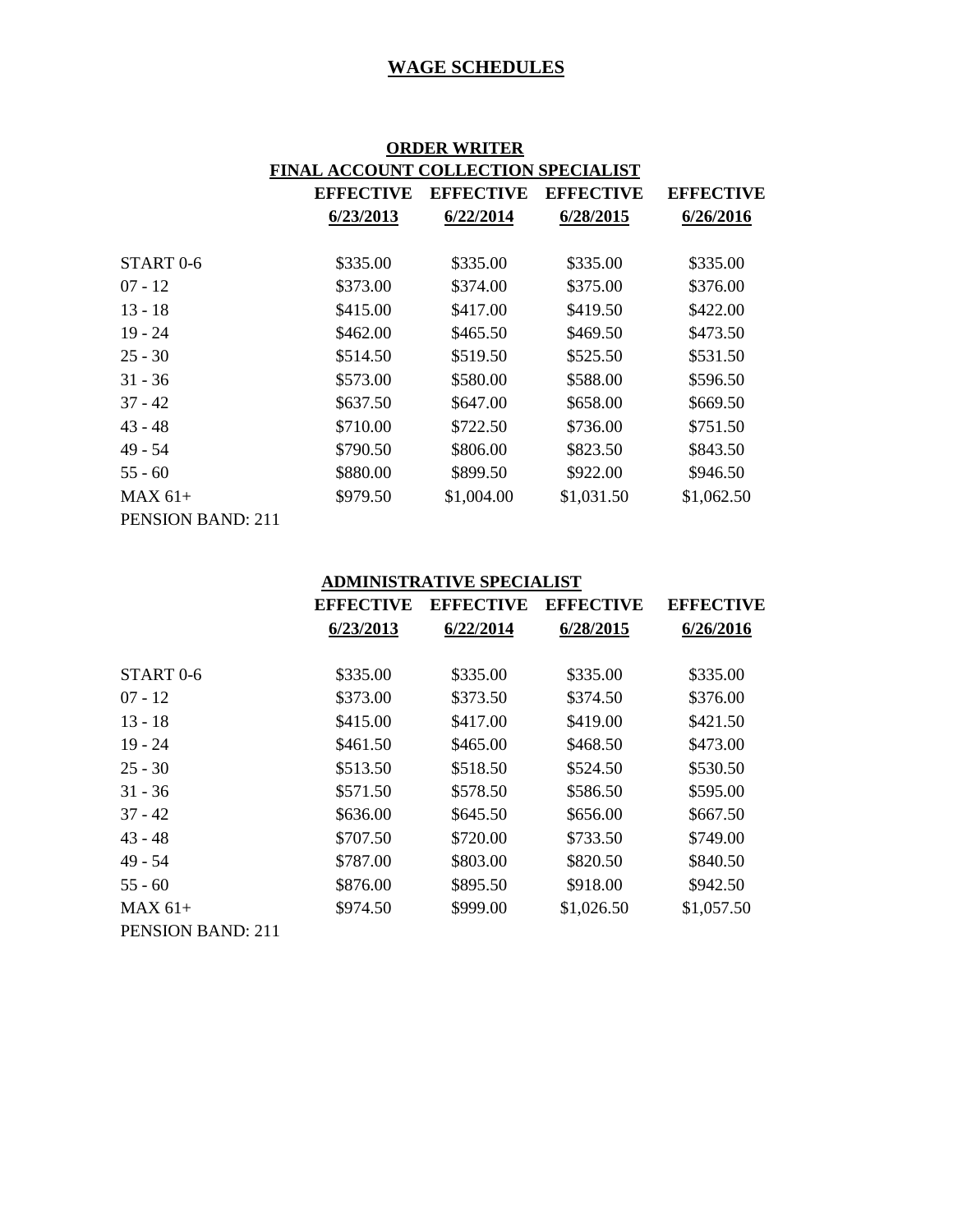## WAGE SCHEDULES

### ORDER WRITER
### FINAL ACCOUNT COLLECTION SPECIALIST

| | EFFECTIVE 6/23/2013 | EFFECTIVE 6/22/2014 | EFFECTIVE 6/28/2015 | EFFECTIVE 6/26/2016 |
|---|---|---|---|---|
| START 0-6 | $335.00 | $335.00 | $335.00 | $335.00 |
| 07 - 12 | $373.00 | $374.00 | $375.00 | $376.00 |
| 13 - 18 | $415.00 | $417.00 | $419.50 | $422.00 |
| 19 - 24 | $462.00 | $465.50 | $469.50 | $473.50 |
| 25 - 30 | $514.50 | $519.50 | $525.50 | $531.50 |
| 31 - 36 | $573.00 | $580.00 | $588.00 | $596.50 |
| 37 - 42 | $637.50 | $647.00 | $658.00 | $669.50 |
| 43 - 48 | $710.00 | $722.50 | $736.00 | $751.50 |
| 49 - 54 | $790.50 | $806.00 | $823.50 | $843.50 |
| 55 - 60 | $880.00 | $899.50 | $922.00 | $946.50 |
| MAX 61+ | $979.50 | $1,004.00 | $1,031.50 | $1,062.50 |

PENSION BAND: 211

### ADMINISTRATIVE SPECIALIST

| | EFFECTIVE 6/23/2013 | EFFECTIVE 6/22/2014 | EFFECTIVE 6/28/2015 | EFFECTIVE 6/26/2016 |
|---|---|---|---|---|
| START 0-6 | $335.00 | $335.00 | $335.00 | $335.00 |
| 07 - 12 | $373.00 | $373.50 | $374.50 | $376.00 |
| 13 - 18 | $415.00 | $417.00 | $419.00 | $421.50 |
| 19 - 24 | $461.50 | $465.00 | $468.50 | $473.00 |
| 25 - 30 | $513.50 | $518.50 | $524.50 | $530.50 |
| 31 - 36 | $571.50 | $578.50 | $586.50 | $595.00 |
| 37 - 42 | $636.00 | $645.50 | $656.00 | $667.50 |
| 43 - 48 | $707.50 | $720.00 | $733.50 | $749.00 |
| 49 - 54 | $787.00 | $803.00 | $820.50 | $840.50 |
| 55 - 60 | $876.00 | $895.50 | $918.00 | $942.50 |
| MAX 61+ | $974.50 | $999.00 | $1,026.50 | $1,057.50 |

PENSION BAND: 211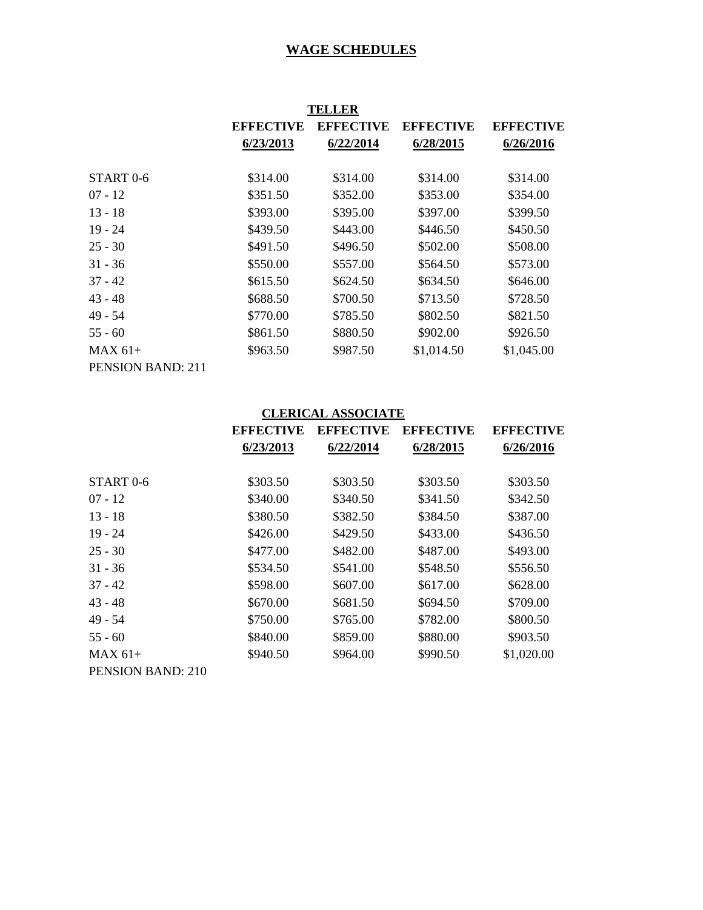# WAGE SCHEDULES

## TELLER

| | EFFECTIVE 6/23/2013 | EFFECTIVE 6/22/2014 | EFFECTIVE 6/28/2015 | EFFECTIVE 6/26/2016 |
|---|---|---|---|---|
| START 0-6 | $314.00 | $314.00 | $314.00 | $314.00 |
| 07 - 12 | $351.50 | $352.00 | $353.00 | $354.00 |
| 13 - 18 | $393.00 | $395.00 | $397.00 | $399.50 |
| 19 - 24 | $439.50 | $443.00 | $446.50 | $450.50 |
| 25 - 30 | $491.50 | $496.50 | $502.00 | $508.00 |
| 31 - 36 | $550.00 | $557.00 | $564.50 | $573.00 |
| 37 - 42 | $615.50 | $624.50 | $634.50 | $646.00 |
| 43 - 48 | $688.50 | $700.50 | $713.50 | $728.50 |
| 49 - 54 | $770.00 | $785.50 | $802.50 | $821.50 |
| 55 - 60 | $861.50 | $880.50 | $902.00 | $926.50 |
| MAX 61+ | $963.50 | $987.50 | $1,014.50 | $1,045.00 |

PENSION BAND: 211

## CLERICAL ASSOCIATE

| | EFFECTIVE 6/23/2013 | EFFECTIVE 6/22/2014 | EFFECTIVE 6/28/2015 | EFFECTIVE 6/26/2016 |
|---|---|---|---|---|
| START 0-6 | $303.50 | $303.50 | $303.50 | $303.50 |
| 07 - 12 | $340.00 | $340.50 | $341.50 | $342.50 |
| 13 - 18 | $380.50 | $382.50 | $384.50 | $387.00 |
| 19 - 24 | $426.00 | $429.50 | $433.00 | $436.50 |
| 25 - 30 | $477.00 | $482.00 | $487.00 | $493.00 |
| 31 - 36 | $534.50 | $541.00 | $548.50 | $556.50 |
| 37 - 42 | $598.00 | $607.00 | $617.00 | $628.00 |
| 43 - 48 | $670.00 | $681.50 | $694.50 | $709.00 |
| 49 - 54 | $750.00 | $765.00 | $782.00 | $800.50 |
| 55 - 60 | $840.00 | $859.00 | $880.00 | $903.50 |
| MAX 61+ | $940.50 | $964.00 | $990.50 | $1,020.00 |

PENSION BAND: 210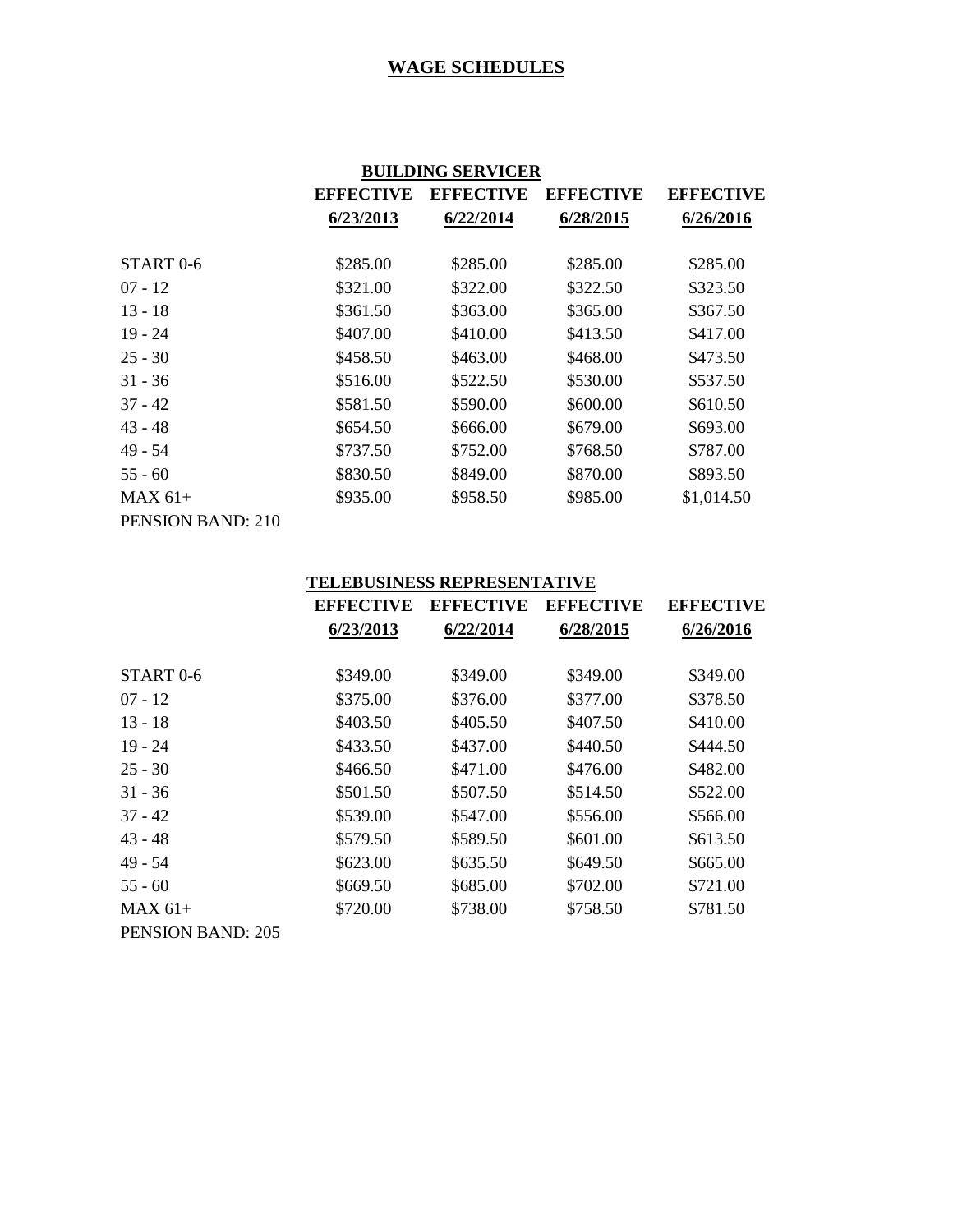# WAGE SCHEDULES

## BUILDING SERVICER

| | EFFECTIVE 6/23/2013 | EFFECTIVE 6/22/2014 | EFFECTIVE 6/28/2015 | EFFECTIVE 6/26/2016 |
|---|---|---|---|---|
| START 0-6 | $285.00 | $285.00 | $285.00 | $285.00 |
| 07 - 12 | $321.00 | $322.00 | $322.50 | $323.50 |
| 13 - 18 | $361.50 | $363.00 | $365.00 | $367.50 |
| 19 - 24 | $407.00 | $410.00 | $413.50 | $417.00 |
| 25 - 30 | $458.50 | $463.00 | $468.00 | $473.50 |
| 31 - 36 | $516.00 | $522.50 | $530.00 | $537.50 |
| 37 - 42 | $581.50 | $590.00 | $600.00 | $610.50 |
| 43 - 48 | $654.50 | $666.00 | $679.00 | $693.00 |
| 49 - 54 | $737.50 | $752.00 | $768.50 | $787.00 |
| 55 - 60 | $830.50 | $849.00 | $870.00 | $893.50 |
| MAX 61+ | $935.00 | $958.50 | $985.00 | $1,014.50 |

PENSION BAND: 210

## TELEBUSINESS REPRESENTATIVE

| | EFFECTIVE 6/23/2013 | EFFECTIVE 6/22/2014 | EFFECTIVE 6/28/2015 | EFFECTIVE 6/26/2016 |
|---|---|---|---|---|
| START 0-6 | $349.00 | $349.00 | $349.00 | $349.00 |
| 07 - 12 | $375.00 | $376.00 | $377.00 | $378.50 |
| 13 - 18 | $403.50 | $405.50 | $407.50 | $410.00 |
| 19 - 24 | $433.50 | $437.00 | $440.50 | $444.50 |
| 25 - 30 | $466.50 | $471.00 | $476.00 | $482.00 |
| 31 - 36 | $501.50 | $507.50 | $514.50 | $522.00 |
| 37 - 42 | $539.00 | $547.00 | $556.00 | $566.00 |
| 43 - 48 | $579.50 | $589.50 | $601.00 | $613.50 |
| 49 - 54 | $623.00 | $635.50 | $649.50 | $665.00 |
| 55 - 60 | $669.50 | $685.00 | $702.00 | $721.00 |
| MAX 61+ | $720.00 | $738.00 | $758.50 | $781.50 |

PENSION BAND: 205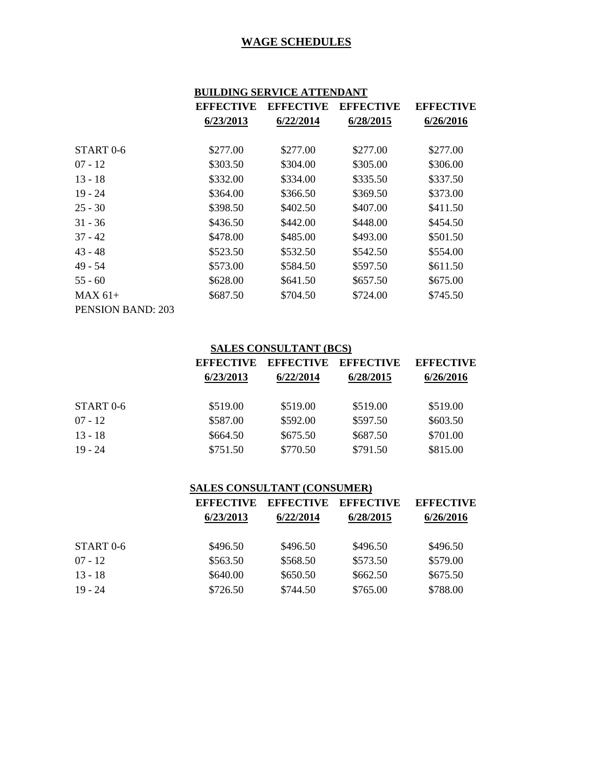# WAGE SCHEDULES

## BUILDING SERVICE ATTENDANT

| | EFFECTIVE 6/23/2013 | EFFECTIVE 6/22/2014 | EFFECTIVE 6/28/2015 | EFFECTIVE 6/26/2016 |
|---|---|---|---|---|
| START 0-6 | $277.00 | $277.00 | $277.00 | $277.00 |
| 07 - 12 | $303.50 | $304.00 | $305.00 | $306.00 |
| 13 - 18 | $332.00 | $334.00 | $335.50 | $337.50 |
| 19 - 24 | $364.00 | $366.50 | $369.50 | $373.00 |
| 25 - 30 | $398.50 | $402.50 | $407.00 | $411.50 |
| 31 - 36 | $436.50 | $442.00 | $448.00 | $454.50 |
| 37 - 42 | $478.00 | $485.00 | $493.00 | $501.50 |
| 43 - 48 | $523.50 | $532.50 | $542.50 | $554.00 |
| 49 - 54 | $573.00 | $584.50 | $597.50 | $611.50 |
| 55 - 60 | $628.00 | $641.50 | $657.50 | $675.00 |
| MAX 61+ | $687.50 | $704.50 | $724.00 | $745.50 |

PENSION BAND: 203

## SALES CONSULTANT (BCS)

| | EFFECTIVE 6/23/2013 | EFFECTIVE 6/22/2014 | EFFECTIVE 6/28/2015 | EFFECTIVE 6/26/2016 |
|---|---|---|---|---|
| START 0-6 | $519.00 | $519.00 | $519.00 | $519.00 |
| 07 - 12 | $587.00 | $592.00 | $597.50 | $603.50 |
| 13 - 18 | $664.50 | $675.50 | $687.50 | $701.00 |
| 19 - 24 | $751.50 | $770.50 | $791.50 | $815.00 |

## SALES CONSULTANT (CONSUMER)

| | EFFECTIVE 6/23/2013 | EFFECTIVE 6/22/2014 | EFFECTIVE 6/28/2015 | EFFECTIVE 6/26/2016 |
|---|---|---|---|---|
| START 0-6 | $496.50 | $496.50 | $496.50 | $496.50 |
| 07 - 12 | $563.50 | $568.50 | $573.50 | $579.00 |
| 13 - 18 | $640.00 | $650.50 | $662.50 | $675.50 |
| 19 - 24 | $726.50 | $744.50 | $765.00 | $788.00 |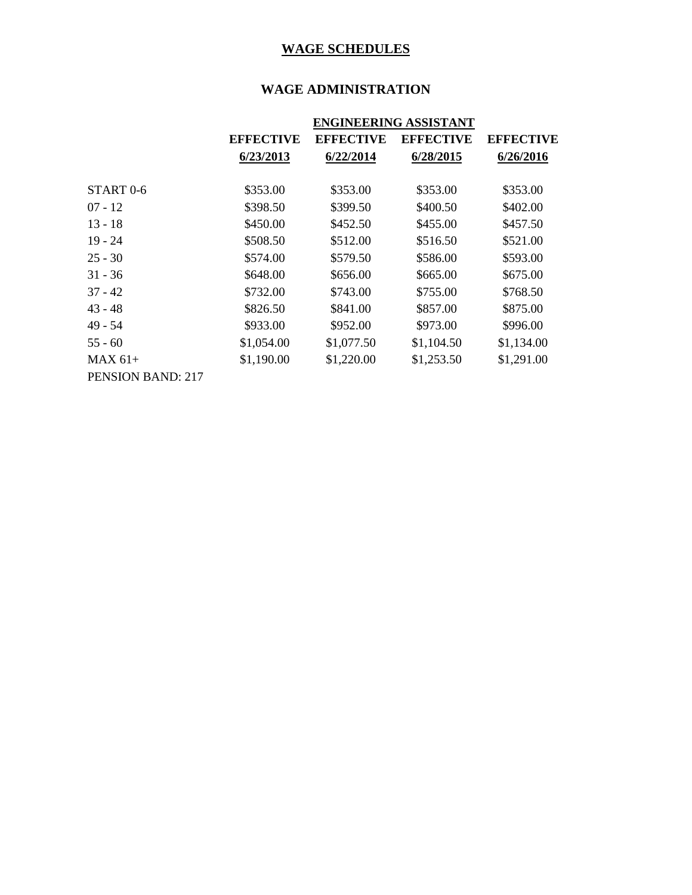# WAGE SCHEDULES

## WAGE ADMINISTRATION

| | ENGINEERING ASSISTANT | | | |
|---|---|---|---|---|
| | EFFECTIVE 6/23/2013 | EFFECTIVE 6/22/2014 | EFFECTIVE 6/28/2015 | EFFECTIVE 6/26/2016 |
| START 0-6 | $353.00 | $353.00 | $353.00 | $353.00 |
| 07 - 12 | $398.50 | $399.50 | $400.50 | $402.00 |
| 13 - 18 | $450.00 | $452.50 | $455.00 | $457.50 |
| 19 - 24 | $508.50 | $512.00 | $516.50 | $521.00 |
| 25 - 30 | $574.00 | $579.50 | $586.00 | $593.00 |
| 31 - 36 | $648.00 | $656.00 | $665.00 | $675.00 |
| 37 - 42 | $732.00 | $743.00 | $755.00 | $768.50 |
| 43 - 48 | $826.50 | $841.00 | $857.00 | $875.00 |
| 49 - 54 | $933.00 | $952.00 | $973.00 | $996.00 |
| 55 - 60 | $1,054.00 | $1,077.50 | $1,104.50 | $1,134.00 |
| MAX 61+ | $1,190.00 | $1,220.00 | $1,253.50 | $1,291.00 |

PENSION BAND: 217